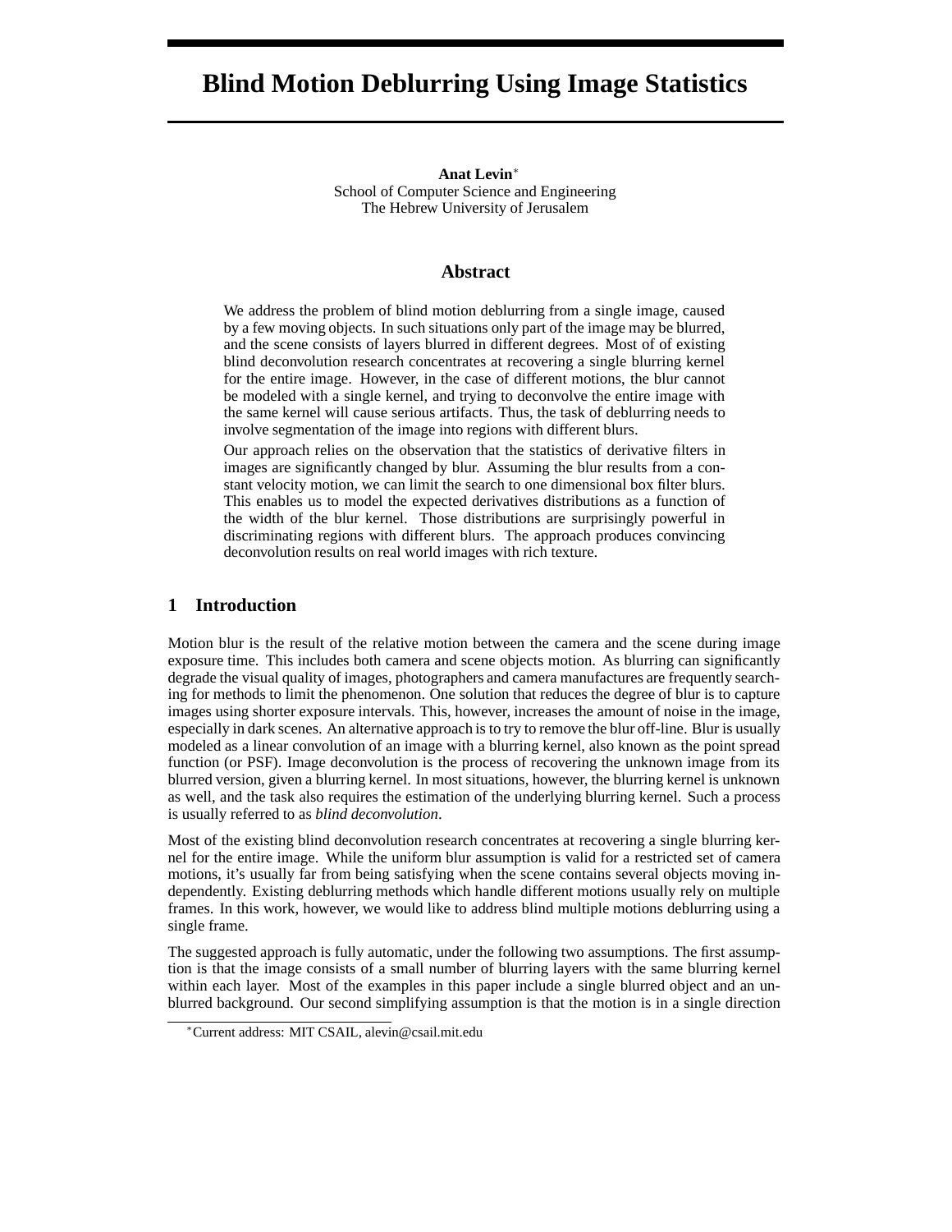# Blind Motion Deblurring Using Image Statistics

**Anat Levin**[*]
School of Computer Science and Engineering
The Hebrew University of Jerusalem

## Abstract

We address the problem of blind motion deblurring from a single image, caused by a few moving objects. In such situations only part of the image may be blurred, and the scene consists of layers blurred in different degrees. Most of of existing blind deconvolution research concentrates at recovering a single blurring kernel for the entire image. However, in the case of different motions, the blur cannot be modeled with a single kernel, and trying to deconvolve the entire image with the same kernel will cause serious artifacts. Thus, the task of deblurring needs to involve segmentation of the image into regions with different blurs.

Our approach relies on the observation that the statistics of derivative filters in images are significantly changed by blur. Assuming the blur results from a constant velocity motion, we can limit the search to one dimensional box filter blurs. This enables us to model the expected derivatives distributions as a function of the width of the blur kernel. Those distributions are surprisingly powerful in discriminating regions with different blurs. The approach produces convincing deconvolution results on real world images with rich texture.

## 1 Introduction

Motion blur is the result of the relative motion between the camera and the scene during image exposure time. This includes both camera and scene objects motion. As blurring can significantly degrade the visual quality of images, photographers and camera manufactures are frequently searching for methods to limit the phenomenon. One solution that reduces the degree of blur is to capture images using shorter exposure intervals. This, however, increases the amount of noise in the image, especially in dark scenes. An alternative approach is to try to remove the blur off-line. Blur is usually modeled as a linear convolution of an image with a blurring kernel, also known as the point spread function (or PSF). Image deconvolution is the process of recovering the unknown image from its blurred version, given a blurring kernel. In most situations, however, the blurring kernel is unknown as well, and the task also requires the estimation of the underlying blurring kernel. Such a process is usually referred to as *blind deconvolution*.

Most of the existing blind deconvolution research concentrates at recovering a single blurring kernel for the entire image. While the uniform blur assumption is valid for a restricted set of camera motions, it's usually far from being satisfying when the scene contains several objects moving independently. Existing deblurring methods which handle different motions usually rely on multiple frames. In this work, however, we would like to address blind multiple motions deblurring using a single frame.

The suggested approach is fully automatic, under the following two assumptions. The first assumption is that the image consists of a small number of blurring layers with the same blurring kernel within each layer. Most of the examples in this paper include a single blurred object and an unblurred background. Our second simplifying assumption is that the motion is in a single direction

[*] Current address: MIT CSAIL, alevin@csail.mit.edu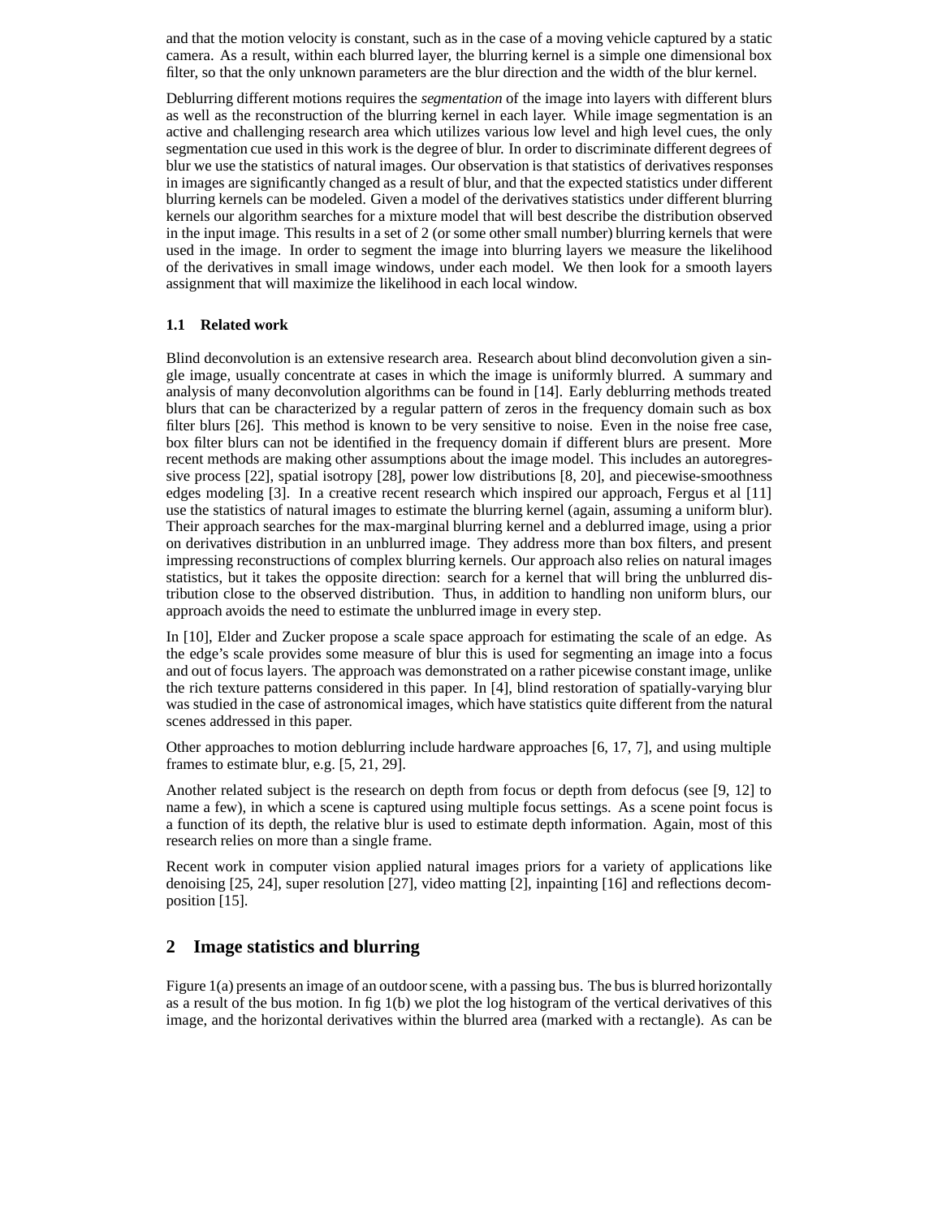and that the motion velocity is constant, such as in the case of a moving vehicle captured by a static camera. As a result, within each blurred layer, the blurring kernel is a simple one dimensional box filter, so that the only unknown parameters are the blur direction and the width of the blur kernel.

Deblurring different motions requires the *segmentation* of the image into layers with different blurs as well as the reconstruction of the blurring kernel in each layer. While image segmentation is an active and challenging research area which utilizes various low level and high level cues, the only segmentation cue used in this work is the degree of blur. In order to discriminate different degrees of blur we use the statistics of natural images. Our observation is that statistics of derivatives responses in images are significantly changed as a result of blur, and that the expected statistics under different blurring kernels can be modeled. Given a model of the derivatives statistics under different blurring kernels our algorithm searches for a mixture model that will best describe the distribution observed in the input image. This results in a set of 2 (or some other small number) blurring kernels that were used in the image. In order to segment the image into blurring layers we measure the likelihood of the derivatives in small image windows, under each model. We then look for a smooth layers assignment that will maximize the likelihood in each local window.

### 1.1 Related work

Blind deconvolution is an extensive research area. Research about blind deconvolution given a single image, usually concentrate at cases in which the image is uniformly blurred. A summary and analysis of many deconvolution algorithms can be found in [14]. Early deblurring methods treated blurs that can be characterized by a regular pattern of zeros in the frequency domain such as box filter blurs [26]. This method is known to be very sensitive to noise. Even in the noise free case, box filter blurs can not be identified in the frequency domain if different blurs are present. More recent methods are making other assumptions about the image model. This includes an autoregressive process [22], spatial isotropy [28], power low distributions [8, 20], and piecewise-smoothness edges modeling [3]. In a creative recent research which inspired our approach, Fergus et al [11] use the statistics of natural images to estimate the blurring kernel (again, assuming a uniform blur). Their approach searches for the max-marginal blurring kernel and a deblurred image, using a prior on derivatives distribution in an unblurred image. They address more than box filters, and present impressing reconstructions of complex blurring kernels. Our approach also relies on natural images statistics, but it takes the opposite direction: search for a kernel that will bring the unblurred distribution close to the observed distribution. Thus, in addition to handling non uniform blurs, our approach avoids the need to estimate the unblurred image in every step.

In [10], Elder and Zucker propose a scale space approach for estimating the scale of an edge. As the edge's scale provides some measure of blur this is used for segmenting an image into a focus and out of focus layers. The approach was demonstrated on a rather picewise constant image, unlike the rich texture patterns considered in this paper. In [4], blind restoration of spatially-varying blur was studied in the case of astronomical images, which have statistics quite different from the natural scenes addressed in this paper.

Other approaches to motion deblurring include hardware approaches [6, 17, 7], and using multiple frames to estimate blur, e.g. [5, 21, 29].

Another related subject is the research on depth from focus or depth from defocus (see [9, 12] to name a few), in which a scene is captured using multiple focus settings. As a scene point focus is a function of its depth, the relative blur is used to estimate depth information. Again, most of this research relies on more than a single frame.

Recent work in computer vision applied natural images priors for a variety of applications like denoising [25, 24], super resolution [27], video matting [2], inpainting [16] and reflections decomposition [15].

## 2 Image statistics and blurring

Figure 1(a) presents an image of an outdoor scene, with a passing bus. The bus is blurred horizontally as a result of the bus motion. In fig 1(b) we plot the log histogram of the vertical derivatives of this image, and the horizontal derivatives within the blurred area (marked with a rectangle). As can be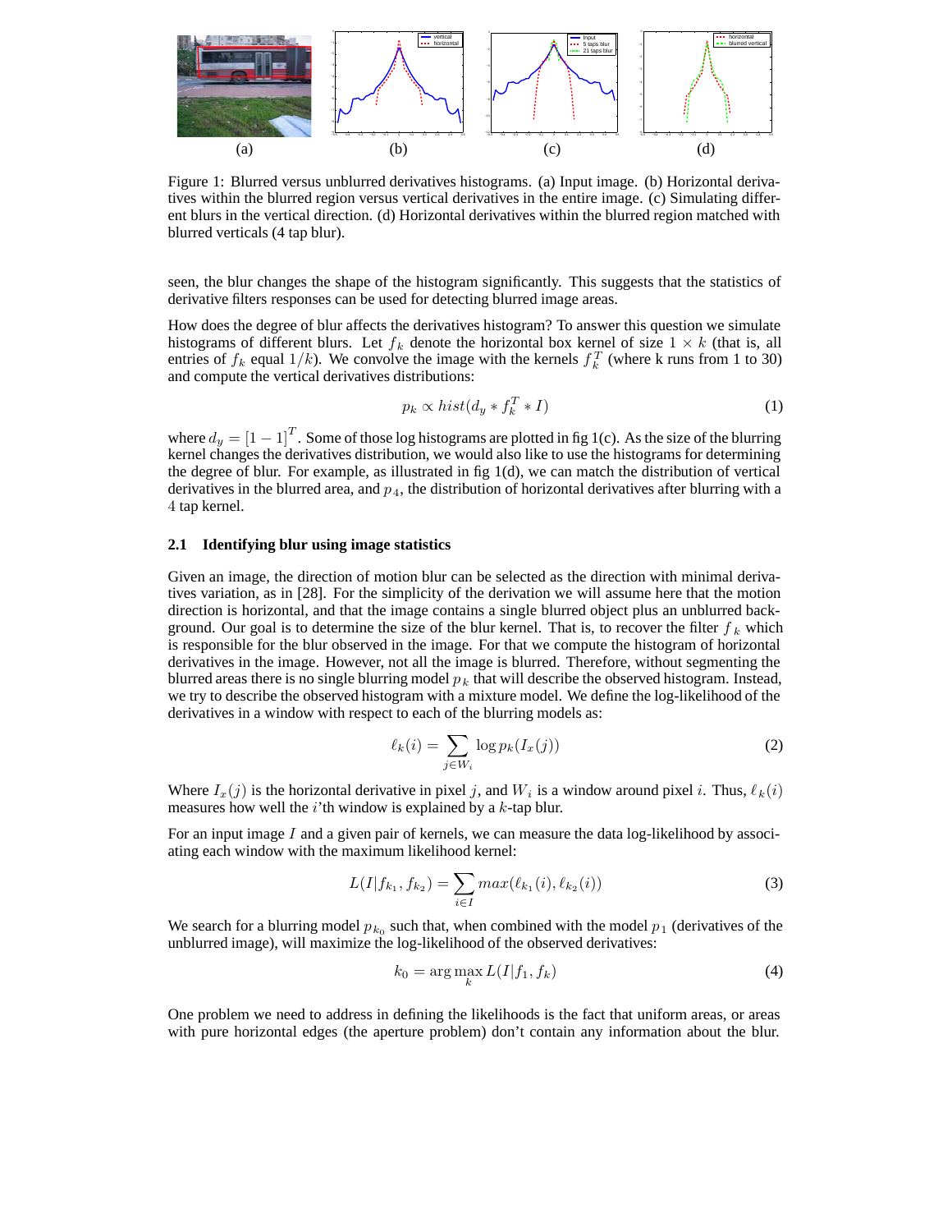Figure 1: Blurred versus unblurred derivatives histograms. (a) Input image. (b) Horizontal derivatives within the blurred region versus vertical derivatives in the entire image. (c) Simulating different blurs in the vertical direction. (d) Horizontal derivatives within the blurred region matched with blurred verticals (4 tap blur).

seen, the blur changes the shape of the histogram significantly. This suggests that the statistics of derivative filters responses can be used for detecting blurred image areas.

How does the degree of blur affects the derivatives histogram? To answer this question we simulate histograms of different blurs. Let $f_k$ denote the horizontal box kernel of size $1 \times k$ (that is, all entries of $f_k$ equal $1/k$). We convolve the image with the kernels $f_k^T$ (where k runs from 1 to 30) and compute the vertical derivatives distributions:

$$p_k \propto hist(d_y * f_k^T * I) \tag{1}$$

where $d_y = [1\ -1]^T$. Some of those log histograms are plotted in fig 1(c). As the size of the blurring kernel changes the derivatives distribution, we would also like to use the histograms for determining the degree of blur. For example, as illustrated in fig 1(d), we can match the distribution of vertical derivatives in the blurred area, and $p_4$, the distribution of horizontal derivatives after blurring with a 4 tap kernel.

### 2.1 Identifying blur using image statistics

Given an image, the direction of motion blur can be selected as the direction with minimal derivatives variation, as in [28]. For the simplicity of the derivation we will assume here that the motion direction is horizontal, and that the image contains a single blurred object plus an unblurred background. Our goal is to determine the size of the blur kernel. That is, to recover the filter $f_k$ which is responsible for the blur observed in the image. For that we compute the histogram of horizontal derivatives in the image. However, not all the image is blurred. Therefore, without segmenting the blurred areas there is no single blurring model $p_k$ that will describe the observed histogram. Instead, we try to describe the observed histogram with a mixture model. We define the log-likelihood of the derivatives in a window with respect to each of the blurring models as:

$$\ell_k(i) = \sum_{j \in W_i} \log p_k(I_x(j)) \tag{2}$$

Where $I_x(j)$ is the horizontal derivative in pixel $j$, and $W_i$ is a window around pixel $i$. Thus, $\ell_k(i)$ measures how well the $i$'th window is explained by a $k$-tap blur.

For an input image $I$ and a given pair of kernels, we can measure the data log-likelihood by associating each window with the maximum likelihood kernel:

$$L(I|f_{k_1}, f_{k_2}) = \sum_{i \in I} max(\ell_{k_1}(i), \ell_{k_2}(i)) \tag{3}$$

We search for a blurring model $p_{k_0}$ such that, when combined with the model $p_1$ (derivatives of the unblurred image), will maximize the log-likelihood of the observed derivatives:

$$k_0 = \arg\max_k L(I|f_1, f_k) \tag{4}$$

One problem we need to address in defining the likelihoods is the fact that uniform areas, or areas with pure horizontal edges (the aperture problem) don't contain any information about the blur.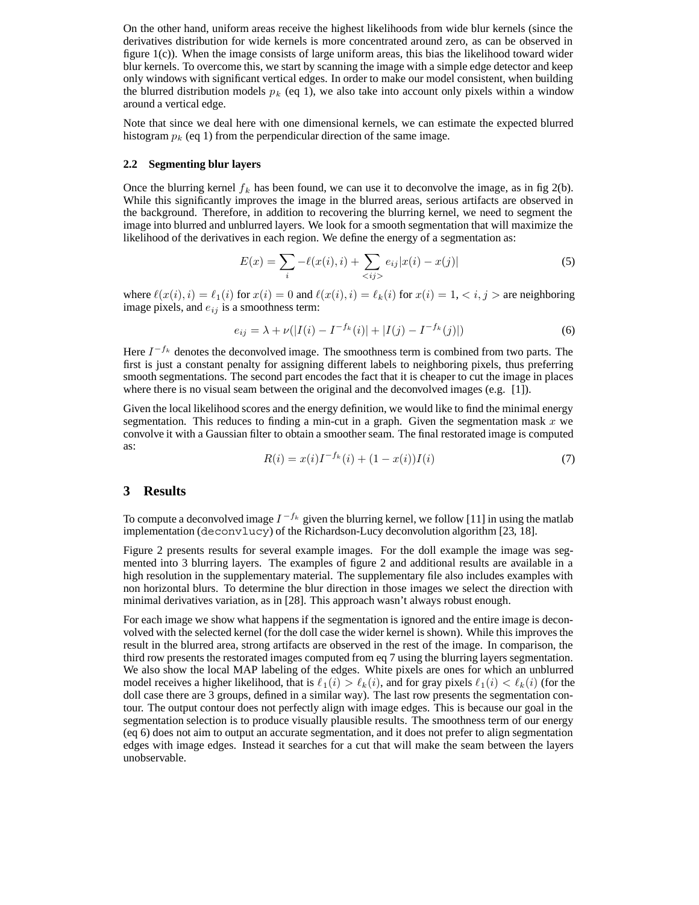On the other hand, uniform areas receive the highest likelihoods from wide blur kernels (since the derivatives distribution for wide kernels is more concentrated around zero, as can be observed in figure 1(c)). When the image consists of large uniform areas, this bias the likelihood toward wider blur kernels. To overcome this, we start by scanning the image with a simple edge detector and keep only windows with significant vertical edges. In order to make our model consistent, when building the blurred distribution models $p_k$ (eq 1), we also take into account only pixels within a window around a vertical edge.

Note that since we deal here with one dimensional kernels, we can estimate the expected blurred histogram $p_k$ (eq 1) from the perpendicular direction of the same image.

### 2.2 Segmenting blur layers

Once the blurring kernel $f_k$ has been found, we can use it to deconvolve the image, as in fig 2(b). While this significantly improves the image in the blurred areas, serious artifacts are observed in the background. Therefore, in addition to recovering the blurring kernel, we need to segment the image into blurred and unblurred layers. We look for a smooth segmentation that will maximize the likelihood of the derivatives in each region. We define the energy of a segmentation as:

$$E(x) = \sum_i -\ell(x(i), i) + \sum_{<ij>} e_{ij}|x(i) - x(j)| \tag{5}$$

where $\ell(x(i), i) = \ell_1(i)$ for $x(i) = 0$ and $\ell(x(i), i) = \ell_k(i)$ for $x(i) = 1$, $< i, j >$ are neighboring image pixels, and $e_{ij}$ is a smoothness term:

$$e_{ij} = \lambda + \nu(|I(i) - I^{-f_k}(i)| + |I(j) - I^{-f_k}(j)|) \tag{6}$$

Here $I^{-f_k}$ denotes the deconvolved image. The smoothness term is combined from two parts. The first is just a constant penalty for assigning different labels to neighboring pixels, thus preferring smooth segmentations. The second part encodes the fact that it is cheaper to cut the image in places where there is no visual seam between the original and the deconvolved images (e.g. [1]).

Given the local likelihood scores and the energy definition, we would like to find the minimal energy segmentation. This reduces to finding a min-cut in a graph. Given the segmentation mask $x$ we convolve it with a Gaussian filter to obtain a smoother seam. The final restorated image is computed as:

$$R(i) = x(i)I^{-f_k}(i) + (1 - x(i))I(i) \tag{7}$$

## 3 Results

To compute a deconvolved image $I^{-f_k}$ given the blurring kernel, we follow [11] in using the matlab implementation (`deconvlucy`) of the Richardson-Lucy deconvolution algorithm [23, 18].

Figure 2 presents results for several example images. For the doll example the image was segmented into 3 blurring layers. The examples of figure 2 and additional results are available in a high resolution in the supplementary material. The supplementary file also includes examples with non horizontal blurs. To determine the blur direction in those images we select the direction with minimal derivatives variation, as in [28]. This approach wasn't always robust enough.

For each image we show what happens if the segmentation is ignored and the entire image is deconvolved with the selected kernel (for the doll case the wider kernel is shown). While this improves the result in the blurred area, strong artifacts are observed in the rest of the image. In comparison, the third row presents the restorated images computed from eq 7 using the blurring layers segmentation. We also show the local MAP labeling of the edges. White pixels are ones for which an unblurred model receives a higher likelihood, that is $\ell_1(i) > \ell_k(i)$, and for gray pixels $\ell_1(i) < \ell_k(i)$ (for the doll case there are 3 groups, defined in a similar way). The last row presents the segmentation contour. The output contour does not perfectly align with image edges. This is because our goal in the segmentation selection is to produce visually plausible results. The smoothness term of our energy (eq 6) does not aim to output an accurate segmentation, and it does not prefer to align segmentation edges with image edges. Instead it searches for a cut that will make the seam between the layers unobservable.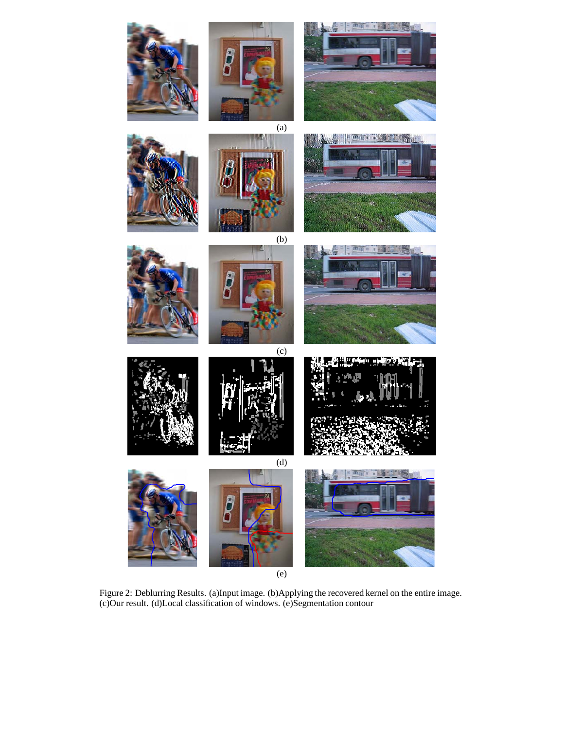(a)

(b)

(c)

(d)

(e)

Figure 2: Deblurring Results. (a)Input image. (b)Applying the recovered kernel on the entire image. (c)Our result. (d)Local classification of windows. (e)Segmentation contour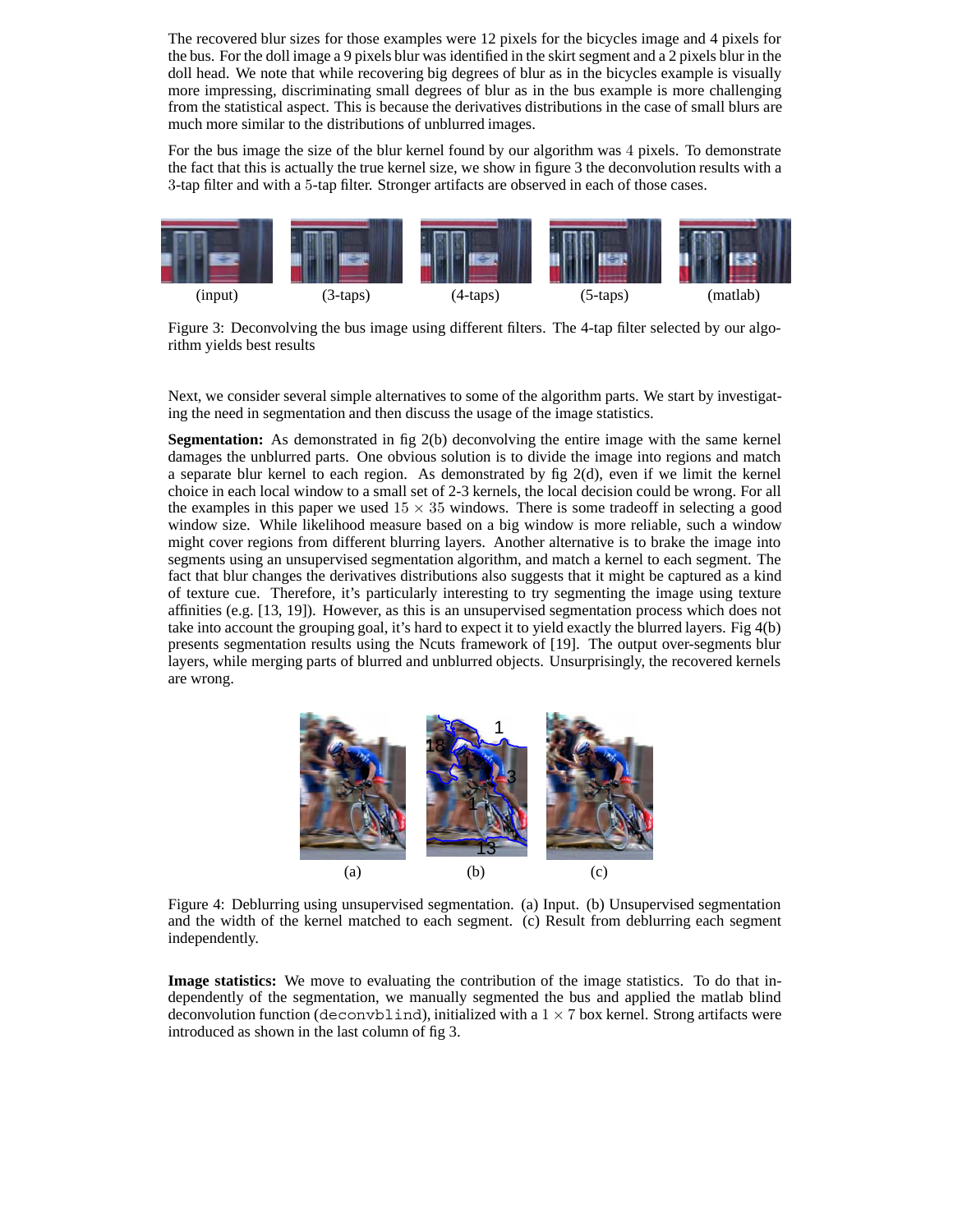The recovered blur sizes for those examples were 12 pixels for the bicycles image and 4 pixels for the bus. For the doll image a 9 pixels blur was identified in the skirt segment and a 2 pixels blur in the doll head. We note that while recovering big degrees of blur as in the bicycles example is visually more impressing, discriminating small degrees of blur as in the bus example is more challenging from the statistical aspect. This is because the derivatives distributions in the case of small blurs are much more similar to the distributions of unblurred images.

For the bus image the size of the blur kernel found by our algorithm was 4 pixels. To demonstrate the fact that this is actually the true kernel size, we show in figure 3 the deconvolution results with a 3-tap filter and with a 5-tap filter. Stronger artifacts are observed in each of those cases.

(input) (3-taps) (4-taps) (5-taps) (matlab)

Figure 3: Deconvolving the bus image using different filters. The 4-tap filter selected by our algorithm yields best results

Next, we consider several simple alternatives to some of the algorithm parts. We start by investigating the need in segmentation and then discuss the usage of the image statistics.

**Segmentation:** As demonstrated in fig 2(b) deconvolving the entire image with the same kernel damages the unblurred parts. One obvious solution is to divide the image into regions and match a separate blur kernel to each region. As demonstrated by fig 2(d), even if we limit the kernel choice in each local window to a small set of 2-3 kernels, the local decision could be wrong. For all the examples in this paper we used $15 \times 35$ windows. There is some tradeoff in selecting a good window size. While likelihood measure based on a big window is more reliable, such a window might cover regions from different blurring layers. Another alternative is to brake the image into segments using an unsupervised segmentation algorithm, and match a kernel to each segment. The fact that blur changes the derivatives distributions also suggests that it might be captured as a kind of texture cue. Therefore, it's particularly interesting to try segmenting the image using texture affinities (e.g. [13, 19]). However, as this is an unsupervised segmentation process which does not take into account the grouping goal, it's hard to expect it to yield exactly the blurred layers. Fig 4(b) presents segmentation results using the Ncuts framework of [19]. The output over-segments blur layers, while merging parts of blurred and unblurred objects. Unsurprisingly, the recovered kernels are wrong.

(a) (b) (c)

Figure 4: Deblurring using unsupervised segmentation. (a) Input. (b) Unsupervised segmentation and the width of the kernel matched to each segment. (c) Result from deblurring each segment independently.

**Image statistics:** We move to evaluating the contribution of the image statistics. To do that independently of the segmentation, we manually segmented the bus and applied the matlab blind deconvolution function (`deconvblind`), initialized with a $1 \times 7$ box kernel. Strong artifacts were introduced as shown in the last column of fig 3.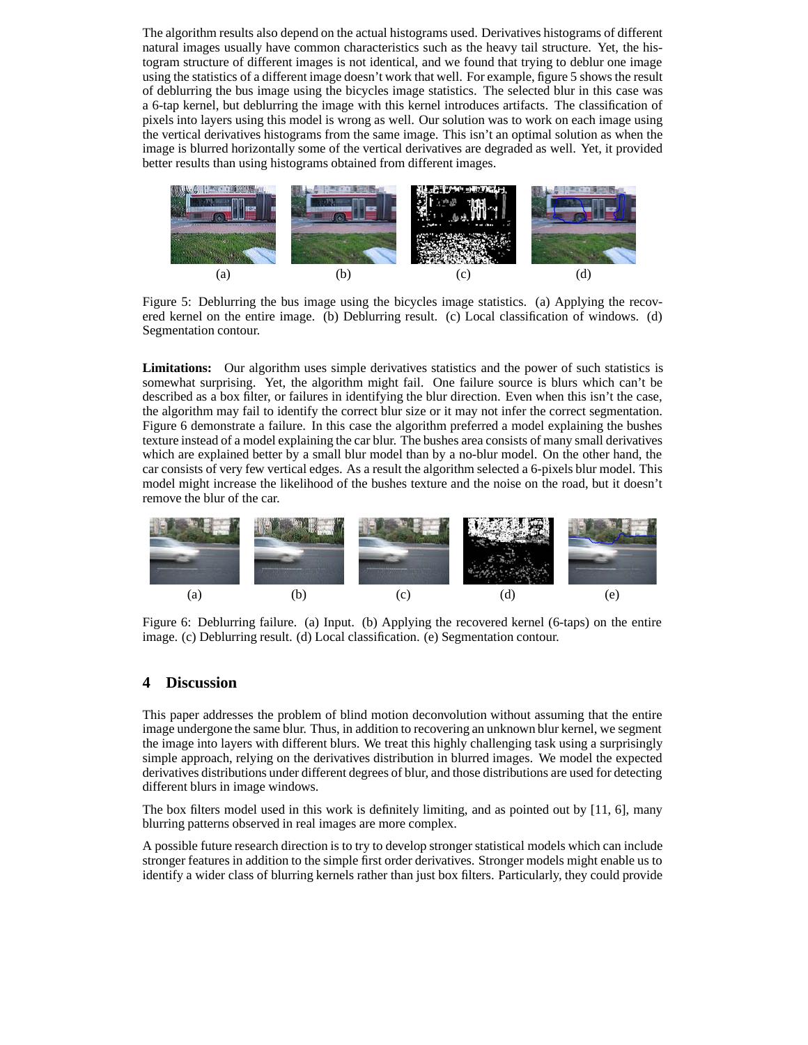The algorithm results also depend on the actual histograms used. Derivatives histograms of different natural images usually have common characteristics such as the heavy tail structure. Yet, the histogram structure of different images is not identical, and we found that trying to deblur one image using the statistics of a different image doesn't work that well. For example, figure 5 shows the result of deblurring the bus image using the bicycles image statistics. The selected blur in this case was a 6-tap kernel, but deblurring the image with this kernel introduces artifacts. The classification of pixels into layers using this model is wrong as well. Our solution was to work on each image using the vertical derivatives histograms from the same image. This isn't an optimal solution as when the image is blurred horizontally some of the vertical derivatives are degraded as well. Yet, it provided better results than using histograms obtained from different images.

(a) (b) (c) (d)

Figure 5: Deblurring the bus image using the bicycles image statistics. (a) Applying the recovered kernel on the entire image. (b) Deblurring result. (c) Local classification of windows. (d) Segmentation contour.

**Limitations:** Our algorithm uses simple derivatives statistics and the power of such statistics is somewhat surprising. Yet, the algorithm might fail. One failure source is blurs which can't be described as a box filter, or failures in identifying the blur direction. Even when this isn't the case, the algorithm may fail to identify the correct blur size or it may not infer the correct segmentation. Figure 6 demonstrate a failure. In this case the algorithm preferred a model explaining the bushes texture instead of a model explaining the car blur. The bushes area consists of many small derivatives which are explained better by a small blur model than by a no-blur model. On the other hand, the car consists of very few vertical edges. As a result the algorithm selected a 6-pixels blur model. This model might increase the likelihood of the bushes texture and the noise on the road, but it doesn't remove the blur of the car.

(a) (b) (c) (d) (e)

Figure 6: Deblurring failure. (a) Input. (b) Applying the recovered kernel (6-taps) on the entire image. (c) Deblurring result. (d) Local classification. (e) Segmentation contour.

## 4 Discussion

This paper addresses the problem of blind motion deconvolution without assuming that the entire image undergone the same blur. Thus, in addition to recovering an unknown blur kernel, we segment the image into layers with different blurs. We treat this highly challenging task using a surprisingly simple approach, relying on the derivatives distribution in blurred images. We model the expected derivatives distributions under different degrees of blur, and those distributions are used for detecting different blurs in image windows.

The box filters model used in this work is definitely limiting, and as pointed out by [11, 6], many blurring patterns observed in real images are more complex.

A possible future research direction is to try to develop stronger statistical models which can include stronger features in addition to the simple first order derivatives. Stronger models might enable us to identify a wider class of blurring kernels rather than just box filters. Particularly, they could provide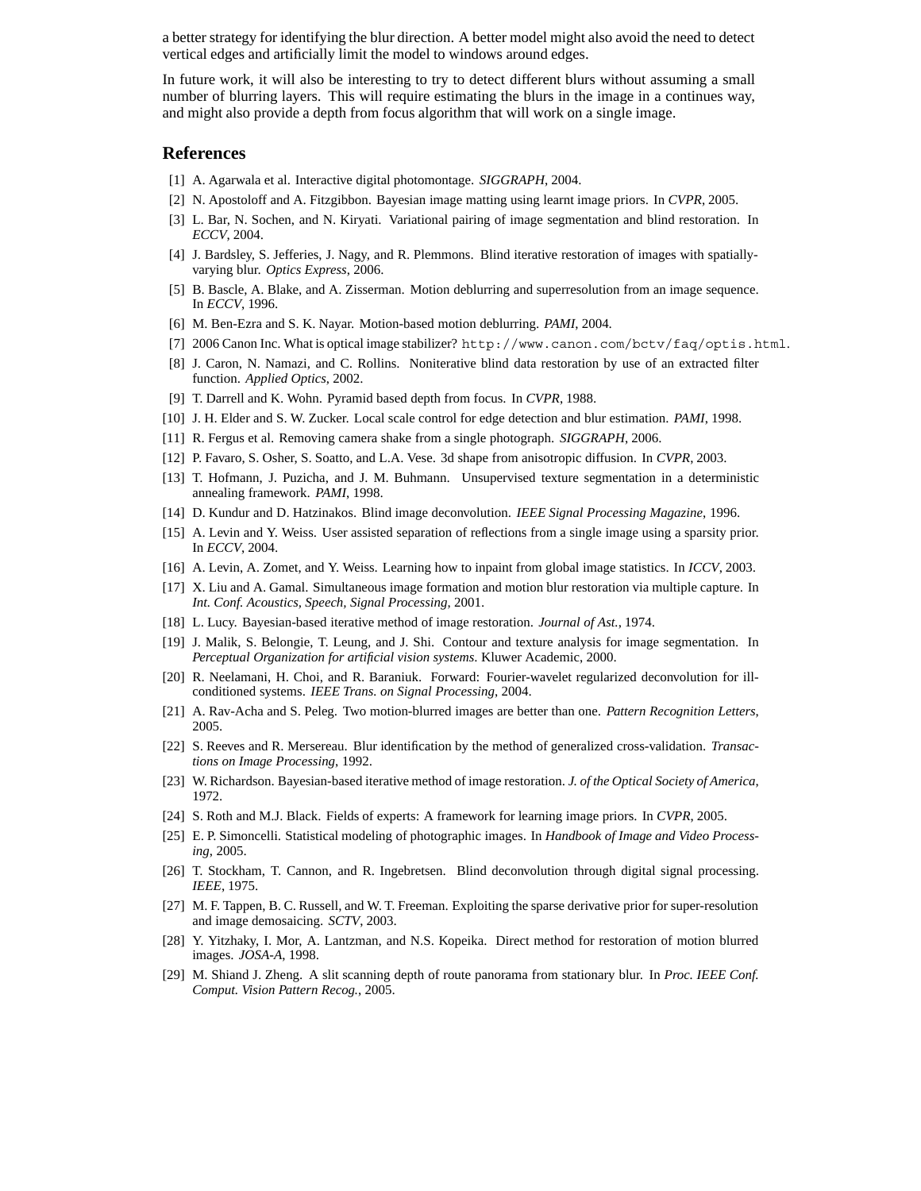a better strategy for identifying the blur direction. A better model might also avoid the need to detect vertical edges and artificially limit the model to windows around edges.

In future work, it will also be interesting to try to detect different blurs without assuming a small number of blurring layers. This will require estimating the blurs in the image in a continues way, and might also provide a depth from focus algorithm that will work on a single image.

## References

[1] A. Agarwala et al. Interactive digital photomontage. *SIGGRAPH*, 2004.

[2] N. Apostoloff and A. Fitzgibbon. Bayesian image matting using learnt image priors. In *CVPR*, 2005.

[3] L. Bar, N. Sochen, and N. Kiryati. Variational pairing of image segmentation and blind restoration. In *ECCV*, 2004.

[4] J. Bardsley, S. Jefferies, J. Nagy, and R. Plemmons. Blind iterative restoration of images with spatially-varying blur. *Optics Express*, 2006.

[5] B. Bascle, A. Blake, and A. Zisserman. Motion deblurring and superresolution from an image sequence. In *ECCV*, 1996.

[6] M. Ben-Ezra and S. K. Nayar. Motion-based motion deblurring. *PAMI*, 2004.

[7] 2006 Canon Inc. What is optical image stabilizer? `http://www.canon.com/bctv/faq/optis.html`.

[8] J. Caron, N. Namazi, and C. Rollins. Noniterative blind data restoration by use of an extracted filter function. *Applied Optics*, 2002.

[9] T. Darrell and K. Wohn. Pyramid based depth from focus. In *CVPR*, 1988.

[10] J. H. Elder and S. W. Zucker. Local scale control for edge detection and blur estimation. *PAMI*, 1998.

[11] R. Fergus et al. Removing camera shake from a single photograph. *SIGGRAPH*, 2006.

[12] P. Favaro, S. Osher, S. Soatto, and L.A. Vese. 3d shape from anisotropic diffusion. In *CVPR*, 2003.

[13] T. Hofmann, J. Puzicha, and J. M. Buhmann. Unsupervised texture segmentation in a deterministic annealing framework. *PAMI*, 1998.

[14] D. Kundur and D. Hatzinakos. Blind image deconvolution. *IEEE Signal Processing Magazine*, 1996.

[15] A. Levin and Y. Weiss. User assisted separation of reflections from a single image using a sparsity prior. In *ECCV*, 2004.

[16] A. Levin, A. Zomet, and Y. Weiss. Learning how to inpaint from global image statistics. In *ICCV*, 2003.

[17] X. Liu and A. Gamal. Simultaneous image formation and motion blur restoration via multiple capture. In *Int. Conf. Acoustics, Speech, Signal Processing*, 2001.

[18] L. Lucy. Bayesian-based iterative method of image restoration. *Journal of Ast.*, 1974.

[19] J. Malik, S. Belongie, T. Leung, and J. Shi. Contour and texture analysis for image segmentation. In *Perceptual Organization for artificial vision systems*. Kluwer Academic, 2000.

[20] R. Neelamani, H. Choi, and R. Baraniuk. Forward: Fourier-wavelet regularized deconvolution for ill-conditioned systems. *IEEE Trans. on Signal Processing*, 2004.

[21] A. Rav-Acha and S. Peleg. Two motion-blurred images are better than one. *Pattern Recognition Letters*, 2005.

[22] S. Reeves and R. Mersereau. Blur identification by the method of generalized cross-validation. *Transactions on Image Processing*, 1992.

[23] W. Richardson. Bayesian-based iterative method of image restoration. *J. of the Optical Society of America*, 1972.

[24] S. Roth and M.J. Black. Fields of experts: A framework for learning image priors. In *CVPR*, 2005.

[25] E. P. Simoncelli. Statistical modeling of photographic images. In *Handbook of Image and Video Processing*, 2005.

[26] T. Stockham, T. Cannon, and R. Ingebretsen. Blind deconvolution through digital signal processing. *IEEE*, 1975.

[27] M. F. Tappen, B. C. Russell, and W. T. Freeman. Exploiting the sparse derivative prior for super-resolution and image demosaicing. *SCTV*, 2003.

[28] Y. Yitzhaky, I. Mor, A. Lantzman, and N.S. Kopeika. Direct method for restoration of motion blurred images. *JOSA-A*, 1998.

[29] M. Shiand J. Zheng. A slit scanning depth of route panorama from stationary blur. In *Proc. IEEE Conf. Comput. Vision Pattern Recog.*, 2005.